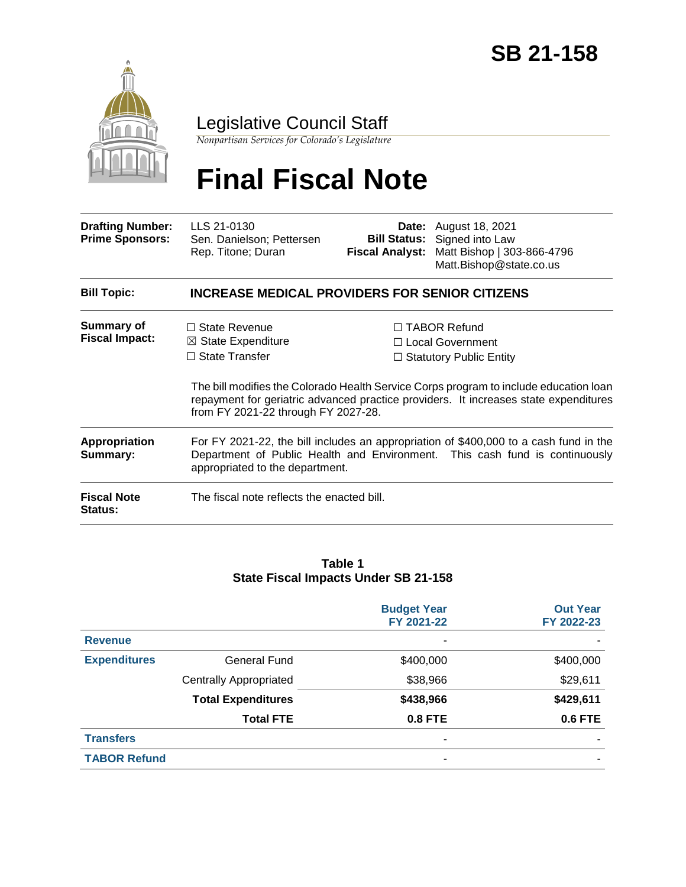# SB 21-158

## Legislative Council Staff

*Nonpartisan Services for Colorado's Legislature*

# Final Fiscal Note

| | | | |
|---|---|---|---|
| **Drafting Number:** | LLS 21-0130 | **Date:** | August 18, 2021 |
| **Prime Sponsors:** | Sen. Danielson; Pettersen<br>Rep. Titone; Duran | **Bill Status:** | Signed into Law |
| | | **Fiscal Analyst:** | Matt Bishop \| 303-866-4796<br>Matt.Bishop@state.co.us |

**Bill Topic:** **INCREASE MEDICAL PROVIDERS FOR SENIOR CITIZENS**

**Summary of Fiscal Impact:**

- ☐ State Revenue
- ☒ State Expenditure
- ☐ State Transfer
- ☐ TABOR Refund
- ☐ Local Government
- ☐ Statutory Public Entity

The bill modifies the Colorado Health Service Corps program to include education loan repayment for geriatric advanced practice providers. It increases state expenditures from FY 2021-22 through FY 2027-28.

**Appropriation Summary:** For FY 2021-22, the bill includes an appropriation of $400,000 to a cash fund in the Department of Public Health and Environment. This cash fund is continuously appropriated to the department.

**Fiscal Note Status:** The fiscal note reflects the enacted bill.

**Table 1**
**State Fiscal Impacts Under SB 21-158**

| | | Budget Year FY 2021-22 | Out Year FY 2022-23 |
|---|---|---|---|
| **Revenue** | | - | - |
| **Expenditures** | General Fund | $400,000 | $400,000 |
| | Centrally Appropriated | $38,966 | $29,611 |
| | **Total Expenditures** | **$438,966** | **$429,611** |
| | **Total FTE** | **0.8 FTE** | **0.6 FTE** |
| **Transfers** | | - | - |
| **TABOR Refund** | | - | - |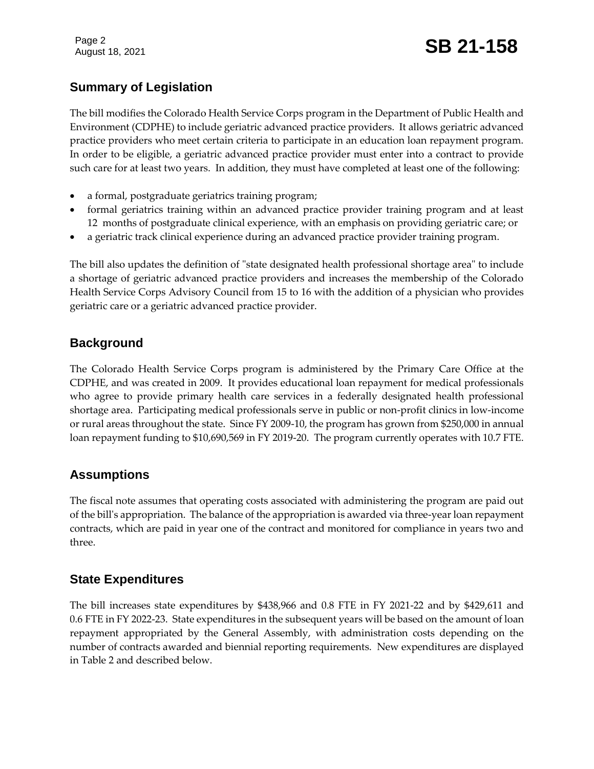## Summary of Legislation

The bill modifies the Colorado Health Service Corps program in the Department of Public Health and Environment (CDPHE) to include geriatric advanced practice providers. It allows geriatric advanced practice providers who meet certain criteria to participate in an education loan repayment program. In order to be eligible, a geriatric advanced practice provider must enter into a contract to provide such care for at least two years. In addition, they must have completed at least one of the following:

- a formal, postgraduate geriatrics training program;
- formal geriatrics training within an advanced practice provider training program and at least 12 months of postgraduate clinical experience, with an emphasis on providing geriatric care; or
- a geriatric track clinical experience during an advanced practice provider training program.

The bill also updates the definition of "state designated health professional shortage area" to include a shortage of geriatric advanced practice providers and increases the membership of the Colorado Health Service Corps Advisory Council from 15 to 16 with the addition of a physician who provides geriatric care or a geriatric advanced practice provider.

## Background

The Colorado Health Service Corps program is administered by the Primary Care Office at the CDPHE, and was created in 2009. It provides educational loan repayment for medical professionals who agree to provide primary health care services in a federally designated health professional shortage area. Participating medical professionals serve in public or non-profit clinics in low-income or rural areas throughout the state. Since FY 2009-10, the program has grown from $250,000 in annual loan repayment funding to $10,690,569 in FY 2019-20. The program currently operates with 10.7 FTE.

## Assumptions

The fiscal note assumes that operating costs associated with administering the program are paid out of the bill's appropriation. The balance of the appropriation is awarded via three-year loan repayment contracts, which are paid in year one of the contract and monitored for compliance in years two and three.

## State Expenditures

The bill increases state expenditures by $438,966 and 0.8 FTE in FY 2021-22 and by $429,611 and 0.6 FTE in FY 2022-23. State expenditures in the subsequent years will be based on the amount of loan repayment appropriated by the General Assembly, with administration costs depending on the number of contracts awarded and biennial reporting requirements. New expenditures are displayed in Table 2 and described below.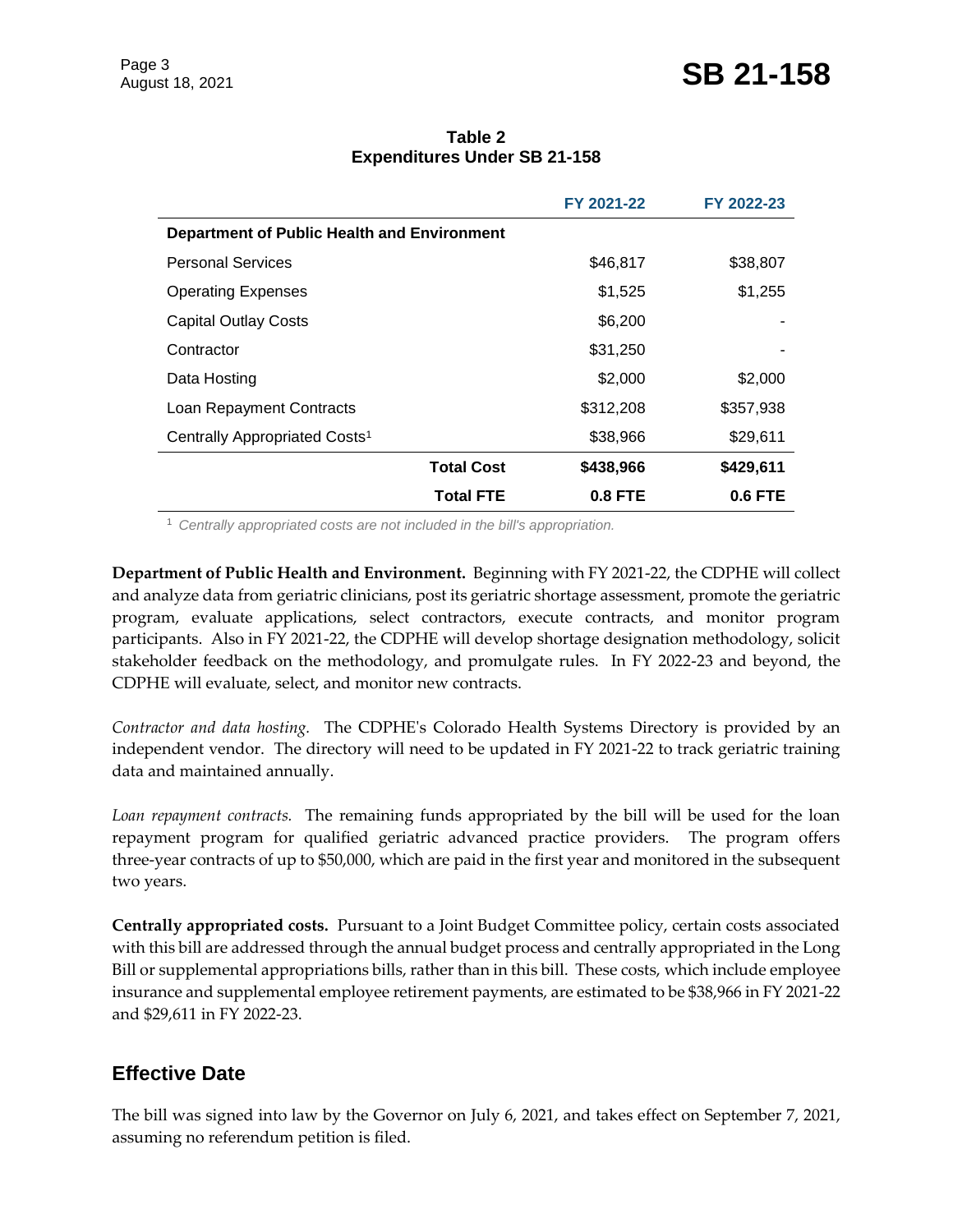**Table 2**
**Expenditures Under SB 21-158**

| | FY 2021-22 | FY 2022-23 |
|---|---|---|
| **Department of Public Health and Environment** | | |
| Personal Services | $46,817 | $38,807 |
| Operating Expenses | $1,525 | $1,255 |
| Capital Outlay Costs | $6,200 | - |
| Contractor | $31,250 | - |
| Data Hosting | $2,000 | $2,000 |
| Loan Repayment Contracts | $312,208 | $357,938 |
| Centrally Appropriated Costs[1] | $38,966 | $29,611 |
| **Total Cost** | **$438,966** | **$429,611** |
| **Total FTE** | **0.8 FTE** | **0.6 FTE** |

[1] *Centrally appropriated costs are not included in the bill's appropriation.*

**Department of Public Health and Environment.** Beginning with FY 2021-22, the CDPHE will collect and analyze data from geriatric clinicians, post its geriatric shortage assessment, promote the geriatric program, evaluate applications, select contractors, execute contracts, and monitor program participants. Also in FY 2021-22, the CDPHE will develop shortage designation methodology, solicit stakeholder feedback on the methodology, and promulgate rules. In FY 2022-23 and beyond, the CDPHE will evaluate, select, and monitor new contracts.

*Contractor and data hosting.* The CDPHE's Colorado Health Systems Directory is provided by an independent vendor. The directory will need to be updated in FY 2021-22 to track geriatric training data and maintained annually.

*Loan repayment contracts.* The remaining funds appropriated by the bill will be used for the loan repayment program for qualified geriatric advanced practice providers. The program offers three-year contracts of up to $50,000, which are paid in the first year and monitored in the subsequent two years.

**Centrally appropriated costs.** Pursuant to a Joint Budget Committee policy, certain costs associated with this bill are addressed through the annual budget process and centrally appropriated in the Long Bill or supplemental appropriations bills, rather than in this bill. These costs, which include employee insurance and supplemental employee retirement payments, are estimated to be $38,966 in FY 2021-22 and $29,611 in FY 2022-23.

## Effective Date

The bill was signed into law by the Governor on July 6, 2021, and takes effect on September 7, 2021, assuming no referendum petition is filed.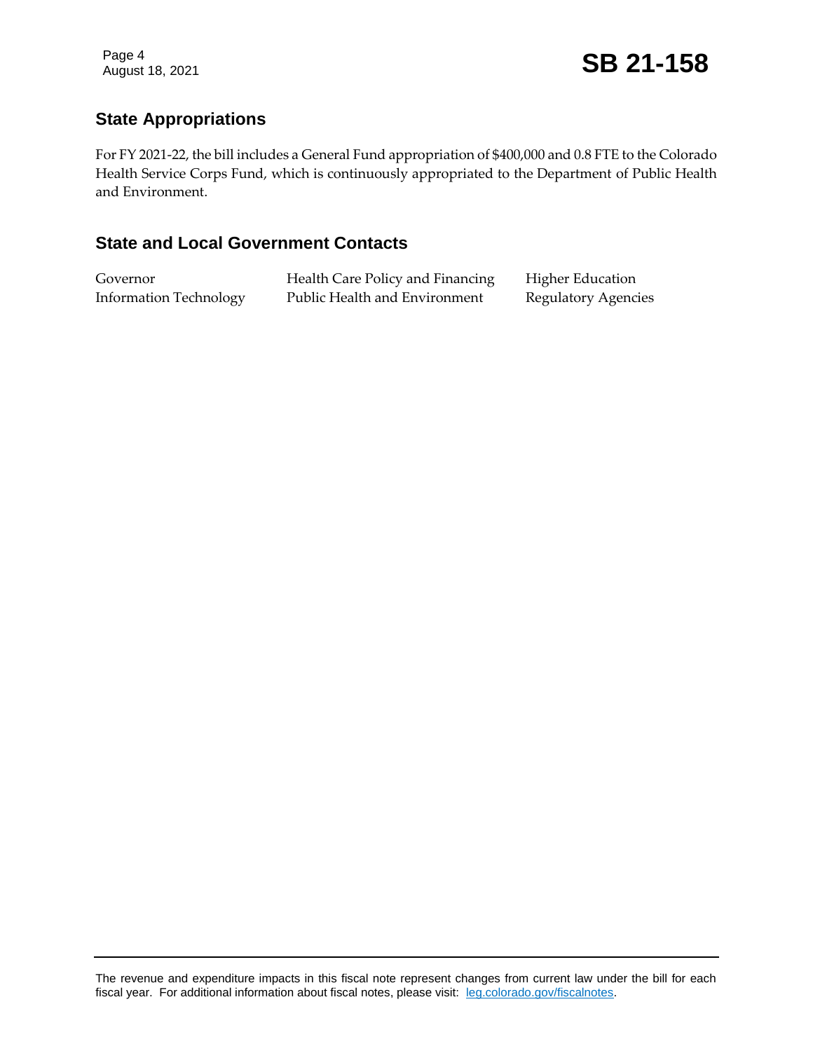## State Appropriations

For FY 2021-22, the bill includes a General Fund appropriation of $400,000 and 0.8 FTE to the Colorado Health Service Corps Fund, which is continuously appropriated to the Department of Public Health and Environment.

## State and Local Government Contacts

| | | |
|---|---|---|
| Governor | Health Care Policy and Financing | Higher Education |
| Information Technology | Public Health and Environment | Regulatory Agencies |

The revenue and expenditure impacts in this fiscal note represent changes from current law under the bill for each fiscal year. For additional information about fiscal notes, please visit: leg.colorado.gov/fiscalnotes.